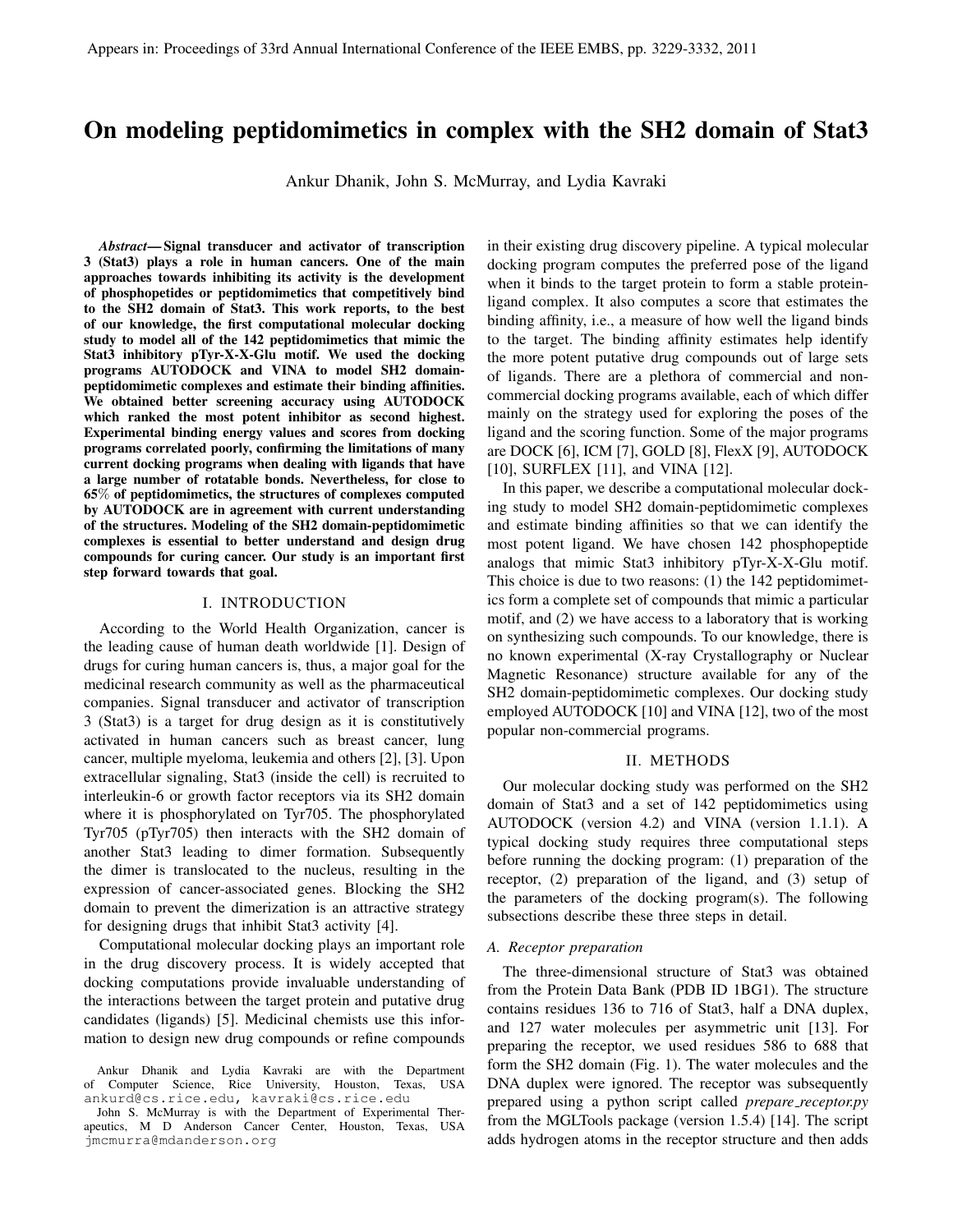Appears in: Proceedings of 33rd Annual International Conference of the IEEE EMBS, pp. 3229-3332, 2011

# On modeling peptidomimetics in complex with the SH2 domain of Stat3

Ankur Dhanik, John S. McMurray, and Lydia Kavraki

***Abstract*— Signal transducer and activator of transcription 3 (Stat3) plays a role in human cancers. One of the main approaches towards inhibiting its activity is the development of phosphopetides or peptidomimetics that competitively bind to the SH2 domain of Stat3. This work reports, to the best of our knowledge, the first computational molecular docking study to model all of the 142 peptidomimetics that mimic the Stat3 inhibitory pTyr-X-X-Glu motif. We used the docking programs AUTODOCK and VINA to model SH2 domain-peptidomimetic complexes and estimate their binding affinities. We obtained better screening accuracy using AUTODOCK which ranked the most potent inhibitor as second highest. Experimental binding energy values and scores from docking programs correlated poorly, confirming the limitations of many current docking programs when dealing with ligands that have a large number of rotatable bonds. Nevertheless, for close to 65% of peptidomimetics, the structures of complexes computed by AUTODOCK are in agreement with current understanding of the structures. Modeling of the SH2 domain-peptidomimetic complexes is essential to better understand and design drug compounds for curing cancer. Our study is an important first step forward towards that goal.**

## I. INTRODUCTION

According to the World Health Organization, cancer is the leading cause of human death worldwide [1]. Design of drugs for curing human cancers is, thus, a major goal for the medicinal research community as well as the pharmaceutical companies. Signal transducer and activator of transcription 3 (Stat3) is a target for drug design as it is constitutively activated in human cancers such as breast cancer, lung cancer, multiple myeloma, leukemia and others [2], [3]. Upon extracellular signaling, Stat3 (inside the cell) is recruited to interleukin-6 or growth factor receptors via its SH2 domain where it is phosphorylated on Tyr705. The phosphorylated Tyr705 (pTyr705) then interacts with the SH2 domain of another Stat3 leading to dimer formation. Subsequently the dimer is translocated to the nucleus, resulting in the expression of cancer-associated genes. Blocking the SH2 domain to prevent the dimerization is an attractive strategy for designing drugs that inhibit Stat3 activity [4].

Computational molecular docking plays an important role in the drug discovery process. It is widely accepted that docking computations provide invaluable understanding of the interactions between the target protein and putative drug candidates (ligands) [5]. Medicinal chemists use this information to design new drug compounds or refine compounds in their existing drug discovery pipeline. A typical molecular docking program computes the preferred pose of the ligand when it binds to the target protein to form a stable protein-ligand complex. It also computes a score that estimates the binding affinity, i.e., a measure of how well the ligand binds to the target. The binding affinity estimates help identify the more potent putative drug compounds out of large sets of ligands. There are a plethora of commercial and non-commercial docking programs available, each of which differ mainly on the strategy used for exploring the poses of the ligand and the scoring function. Some of the major programs are DOCK [6], ICM [7], GOLD [8], FlexX [9], AUTODOCK [10], SURFLEX [11], and VINA [12].

In this paper, we describe a computational molecular docking study to model SH2 domain-peptidomimetic complexes and estimate binding affinities so that we can identify the most potent ligand. We have chosen 142 phosphopeptide analogs that mimic Stat3 inhibitory pTyr-X-X-Glu motif. This choice is due to two reasons: (1) the 142 peptidomimetics form a complete set of compounds that mimic a particular motif, and (2) we have access to a laboratory that is working on synthesizing such compounds. To our knowledge, there is no known experimental (X-ray Crystallography or Nuclear Magnetic Resonance) structure available for any of the SH2 domain-peptidomimetic complexes. Our docking study employed AUTODOCK [10] and VINA [12], two of the most popular non-commercial programs.

## II. METHODS

Our molecular docking study was performed on the SH2 domain of Stat3 and a set of 142 peptidomimetics using AUTODOCK (version 4.2) and VINA (version 1.1.1). A typical docking study requires three computational steps before running the docking program: (1) preparation of the receptor, (2) preparation of the ligand, and (3) setup of the parameters of the docking program(s). The following subsections describe these three steps in detail.

### A. Receptor preparation

The three-dimensional structure of Stat3 was obtained from the Protein Data Bank (PDB ID 1BG1). The structure contains residues 136 to 716 of Stat3, half a DNA duplex, and 127 water molecules per asymmetric unit [13]. For preparing the receptor, we used residues 586 to 688 that form the SH2 domain (Fig. 1). The water molecules and the DNA duplex were ignored. The receptor was subsequently prepared using a python script called *prepare_receptor.py* from the MGLTools package (version 1.5.4) [14]. The script adds hydrogen atoms in the receptor structure and then adds

Ankur Dhanik and Lydia Kavraki are with the Department of Computer Science, Rice University, Houston, Texas, USA ankurd@cs.rice.edu, kavraki@cs.rice.edu

John S. McMurray is with the Department of Experimental Therapeutics, M D Anderson Cancer Center, Houston, Texas, USA jmcmurra@mdanderson.org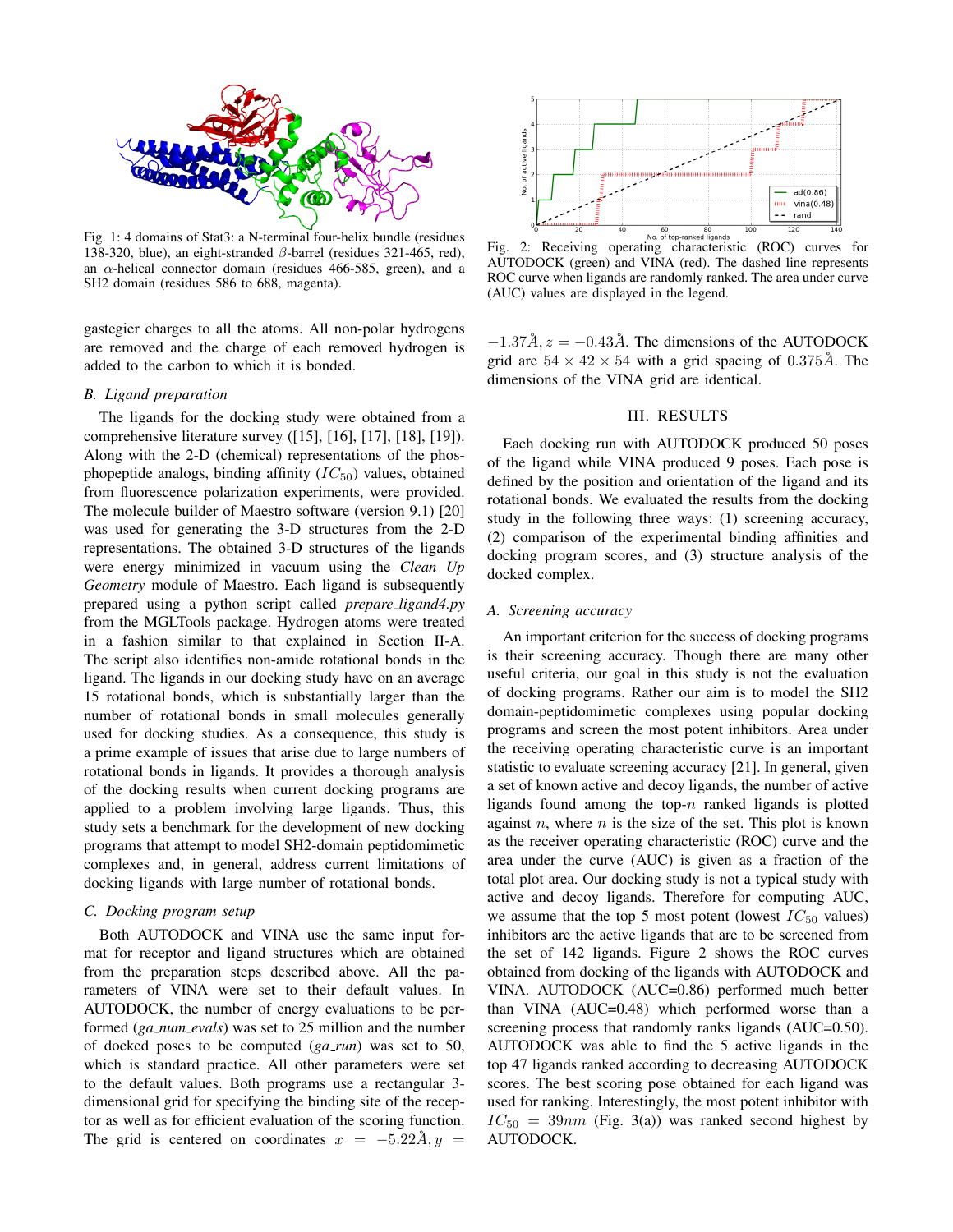Fig. 1: 4 domains of Stat3: a N-terminal four-helix bundle (residues 138-320, blue), an eight-stranded $\beta$-barrel (residues 321-465, red), an $\alpha$-helical connector domain (residues 466-585, green), and a SH2 domain (residues 586 to 688, magenta).

gastegier charges to all the atoms. All non-polar hydrogens are removed and the charge of each removed hydrogen is added to the carbon to which it is bonded.

### B. Ligand preparation

The ligands for the docking study were obtained from a comprehensive literature survey ([15], [16], [17], [18], [19]). Along with the 2-D (chemical) representations of the phosphopeptide analogs, binding affinity ($IC_{50}$) values, obtained from fluorescence polarization experiments, were provided. The molecule builder of Maestro software (version 9.1) [20] was used for generating the 3-D structures from the 2-D representations. The obtained 3-D structures of the ligands were energy minimized in vacuum using the *Clean Up Geometry* module of Maestro. Each ligand is subsequently prepared using a python script called *prepare_ligand4.py* from the MGLTools package. Hydrogen atoms were treated in a fashion similar to that explained in Section II-A. The script also identifies non-amide rotational bonds in the ligand. The ligands in our docking study have on an average 15 rotational bonds, which is substantially larger than the number of rotational bonds in small molecules generally used for docking studies. As a consequence, this study is a prime example of issues that arise due to large numbers of rotational bonds in ligands. It provides a thorough analysis of the docking results when current docking programs are applied to a problem involving large ligands. Thus, this study sets a benchmark for the development of new docking programs that attempt to model SH2-domain peptidomimetic complexes and, in general, address current limitations of docking ligands with large number of rotational bonds.

### C. Docking program setup

Both AUTODOCK and VINA use the same input format for receptor and ligand structures which are obtained from the preparation steps described above. All the parameters of VINA were set to their default values. In AUTODOCK, the number of energy evaluations to be performed (*ga_num_evals*) was set to 25 million and the number of docked poses to be computed (*ga_run*) was set to 50, which is standard practice. All other parameters were set to the default values. Both programs use a rectangular 3-dimensional grid for specifying the binding site of the receptor as well as for efficient evaluation of the scoring function. The grid is centered on coordinates $x = -5.22\AA, y = -1.37\AA, z = -0.43\AA$. The dimensions of the AUTODOCK grid are $54 \times 42 \times 54$ with a grid spacing of $0.375\AA$. The dimensions of the VINA grid are identical.

Fig. 2: Receiving operating characteristic (ROC) curves for AUTODOCK (green) and VINA (red). The dashed line represents ROC curve when ligands are randomly ranked. The area under curve (AUC) values are displayed in the legend.

## III. RESULTS

Each docking run with AUTODOCK produced 50 poses of the ligand while VINA produced 9 poses. Each pose is defined by the position and orientation of the ligand and its rotational bonds. We evaluated the results from the docking study in the following three ways: (1) screening accuracy, (2) comparison of the experimental binding affinities and docking program scores, and (3) structure analysis of the docked complex.

### A. Screening accuracy

An important criterion for the success of docking programs is their screening accuracy. Though there are many other useful criteria, our goal in this study is not the evaluation of docking programs. Rather our aim is to model the SH2 domain-peptidomimetic complexes using popular docking programs and screen the most potent inhibitors. Area under the receiving operating characteristic curve is an important statistic to evaluate screening accuracy [21]. In general, given a set of known active and decoy ligands, the number of active ligands found among the top-$n$ ranked ligands is plotted against $n$, where $n$ is the size of the set. This plot is known as the receiver operating characteristic (ROC) curve and the area under the curve (AUC) is given as a fraction of the total plot area. Our docking study is not a typical study with active and decoy ligands. Therefore for computing AUC, we assume that the top 5 most potent (lowest $IC_{50}$ values) inhibitors are the active ligands that are to be screened from the set of 142 ligands. Figure 2 shows the ROC curves obtained from docking of the ligands with AUTODOCK and VINA. AUTODOCK (AUC=0.86) performed much better than VINA (AUC=0.48) which performed worse than a screening process that randomly ranks ligands (AUC=0.50). AUTODOCK was able to find the 5 active ligands in the top 47 ligands ranked according to decreasing AUTODOCK scores. The best scoring pose obtained for each ligand was used for ranking. Interestingly, the most potent inhibitor with $IC_{50} = 39nm$ (Fig. 3(a)) was ranked second highest by AUTODOCK.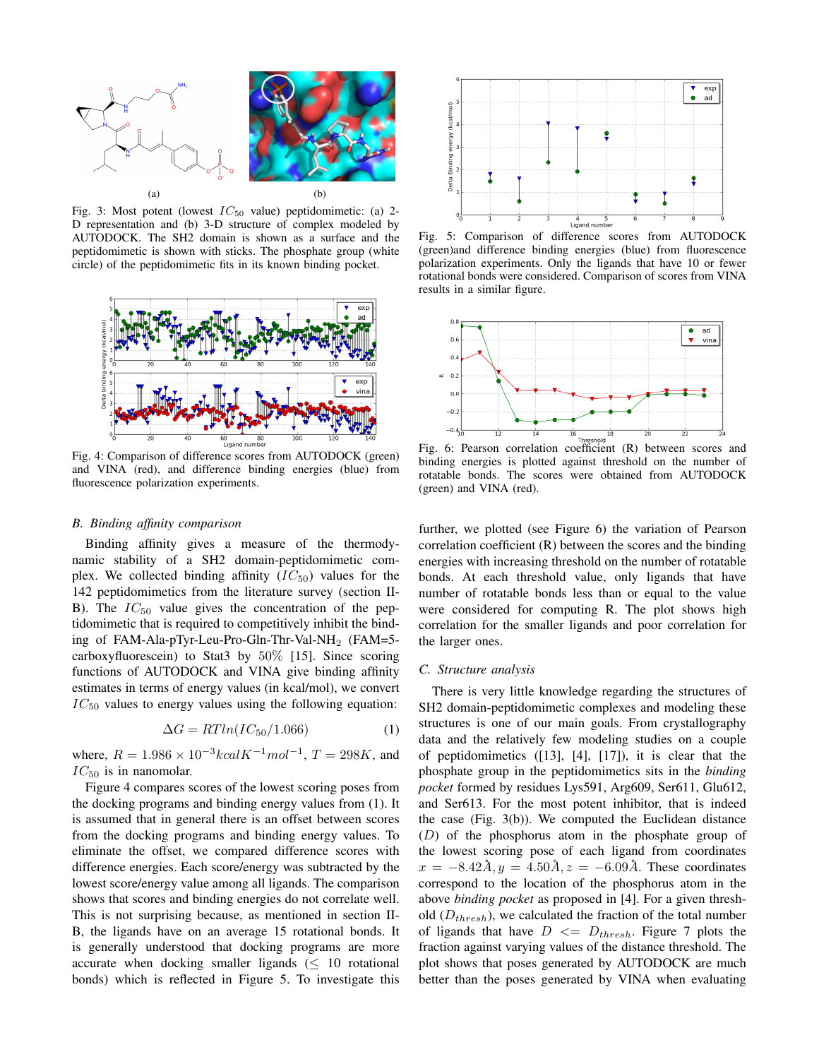(a)

(b)

Fig. 3: Most potent (lowest $IC_{50}$ value) peptidomimetic: (a) 2-D representation and (b) 3-D structure of complex modeled by AUTODOCK. The SH2 domain is shown as a surface and the peptidomimetic is shown with sticks. The phosphate group (white circle) of the peptidomimetic fits in its known binding pocket.

Fig. 4: Comparison of difference scores from AUTODOCK (green) and VINA (red), and difference binding energies (blue) from fluorescence polarization experiments.

### B. Binding affinity comparison

Binding affinity gives a measure of the thermodynamic stability of a SH2 domain-peptidomimetic complex. We collected binding affinity ($IC_{50}$) values for the 142 peptidomimetics from the literature survey (section II-B). The $IC_{50}$ value gives the concentration of the peptidomimetic that is required to competitively inhibit the binding of FAM-Ala-pTyr-Leu-Pro-Gln-Thr-Val-$NH_2$ (FAM=5-carboxyfluorescein) to Stat3 by 50% [15]. Since scoring functions of AUTODOCK and VINA give binding affinity estimates in terms of energy values (in kcal/mol), we convert $IC_{50}$ values to energy values using the following equation:

$$\Delta G = RTln(IC_{50}/1.066) \tag{1}$$

where, $R = 1.986 \times 10^{-3} kcal K^{-1} mol^{-1}$, $T = 298K$, and $IC_{50}$ is in nanomolar.

Figure 4 compares scores of the lowest scoring poses from the docking programs and binding energy values from (1). It is assumed that in general there is an offset between scores from the docking programs and binding energy values. To eliminate the offset, we compared difference scores with difference energies. Each score/energy was subtracted by the lowest score/energy value among all ligands. The comparison shows that scores and binding energies do not correlate well. This is not surprising because, as mentioned in section II-B, the ligands have on an average 15 rotational bonds. It is generally understood that docking programs are more accurate when docking smaller ligands ($\leq$ 10 rotational bonds) which is reflected in Figure 5. To investigate this further, we plotted (see Figure 6) the variation of Pearson correlation coefficient (R) between the scores and the binding energies with increasing threshold on the number of rotatable bonds. At each threshold value, only ligands that have number of rotatable bonds less than or equal to the value were considered for computing R. The plot shows high correlation for the smaller ligands and poor correlation for the larger ones.

Fig. 5: Comparison of difference scores from AUTODOCK (green)and difference binding energies (blue) from fluorescence polarization experiments. Only the ligands that have 10 or fewer rotational bonds were considered. Comparison of scores from VINA results in a similar figure.

Fig. 6: Pearson correlation coefficient (R) between scores and binding energies is plotted against threshold on the number of rotatable bonds. The scores were obtained from AUTODOCK (green) and VINA (red).

### C. Structure analysis

There is very little knowledge regarding the structures of SH2 domain-peptidomimetic complexes and modeling these structures is one of our main goals. From crystallography data and the relatively few modeling studies on a couple of peptidomimetics ([13], [4], [17]), it is clear that the phosphate group in the peptidomimetics sits in the *binding pocket* formed by residues Lys591, Arg609, Ser611, Glu612, and Ser613. For the most potent inhibitor, that is indeed the case (Fig. 3(b)). We computed the Euclidean distance ($D$) of the phosphorus atom in the phosphate group of the lowest scoring pose of each ligand from coordinates $x = -8.42\text{Å}, y = 4.50\text{Å}, z = -6.09\text{Å}$. These coordinates correspond to the location of the phosphorus atom in the above *binding pocket* as proposed in [4]. For a given threshold ($D_{thresh}$), we calculated the fraction of the total number of ligands that have $D <= D_{thresh}$. Figure 7 plots the fraction against varying values of the distance threshold. The plot shows that poses generated by AUTODOCK are much better than the poses generated by VINA when evaluating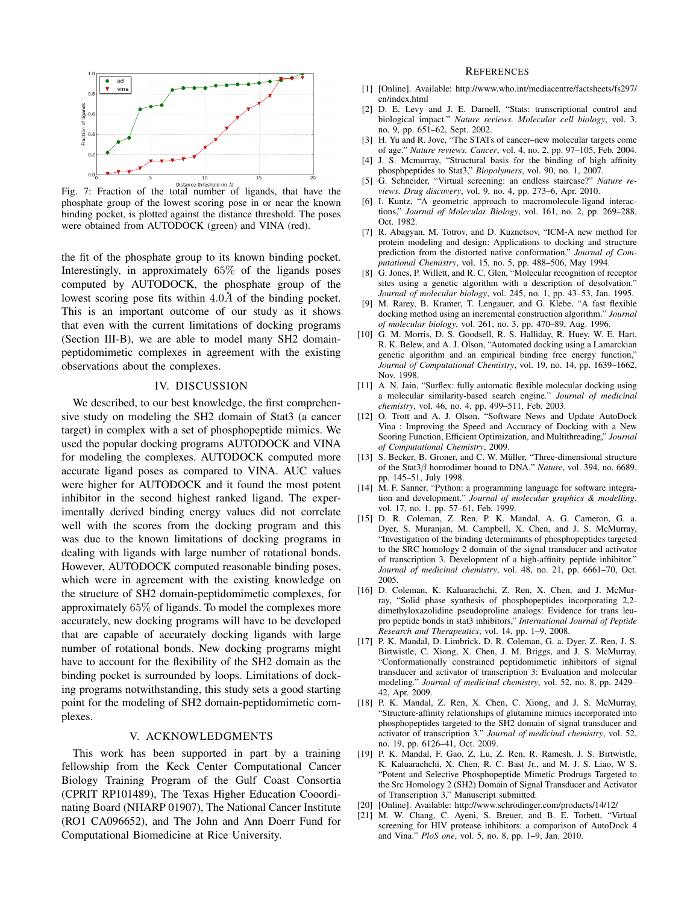1.0
0.8
0.6
0.4
0.2
0.0
Fraction of ligands
0
5
10
15
20
Distance threshold (in Å)
ad
vina

Fig. 7: Fraction of the total number of ligands, that have the phosphate group of the lowest scoring pose in or near the known binding pocket, is plotted against the distance threshold. The poses were obtained from AUTODOCK (green) and VINA (red).

the fit of the phosphate group to its known binding pocket. Interestingly, in approximately 65% of the ligands poses computed by AUTODOCK, the phosphate group of the lowest scoring pose fits within $4.0\AA$ of the binding pocket. This is an important outcome of our study as it shows that even with the current limitations of docking programs (Section III-B), we are able to model many SH2 domain-peptidomimetic complexes in agreement with the existing observations about the complexes.

## IV. Discussion

We described, to our best knowledge, the first comprehensive study on modeling the SH2 domain of Stat3 (a cancer target) in complex with a set of phosphopeptide mimics. We used the popular docking programs AUTODOCK and VINA for modeling the complexes. AUTODOCK computed more accurate ligand poses as compared to VINA. AUC values were higher for AUTODOCK and it found the most potent inhibitor in the second highest ranked ligand. The experimentally derived binding energy values did not correlate well with the scores from the docking program and this was due to the known limitations of docking programs in dealing with ligands with large number of rotational bonds. However, AUTODOCK computed reasonable binding poses, which were in agreement with the existing knowledge on the structure of SH2 domain-peptidomimetic complexes, for approximately 65% of ligands. To model the complexes more accurately, new docking programs will have to be developed that are capable of accurately docking ligands with large number of rotational bonds. New docking programs might have to account for the flexibility of the SH2 domain as the binding pocket is surrounded by loops. Limitations of docking programs notwithstanding, this study sets a good starting point for the modeling of SH2 domain-peptidomimetic complexes.

## V. Acknowledgments

This work has been supported in part by a training fellowship from the Keck Center Computational Cancer Biology Training Program of the Gulf Coast Consortia (CPRIT RP101489), The Texas Higher Education Coordinating Board (NHARP 01907), The National Cancer Institute (RO1 CA096652), and The John and Ann Doerr Fund for Computational Biomedicine at Rice University.

## References

[1] [Online]. Available: http://www.who.int/mediacentre/factsheets/fs297/en/index.html

[2] D. E. Levy and J. E. Darnell, "Stats: transcriptional control and biological impact." *Nature reviews. Molecular cell biology*, vol. 3, no. 9, pp. 651–62, Sept. 2002.

[3] H. Yu and R. Jove, "The STATs of cancer–new molecular targets come of age." *Nature reviews. Cancer*, vol. 4, no. 2, pp. 97–105, Feb. 2004.

[4] J. S. Mcmurray, "Structural basis for the binding of high affinity phosphpeptides to Stat3," *Biopolymers*, vol. 90, no. 1, 2007.

[5] G. Schneider, "Virtual screening: an endless staircase?" *Nature reviews. Drug discovery*, vol. 9, no. 4, pp. 273–6, Apr. 2010.

[6] I. Kuntz, "A geometric approach to macromolecule-ligand interactions," *Journal of Molecular Biology*, vol. 161, no. 2, pp. 269–288, Oct. 1982.

[7] R. Abagyan, M. Totrov, and D. Kuznetsov, "ICM-A new method for protein modeling and design: Applications to docking and structure prediction from the distorted native conformation," *Journal of Computational Chemistry*, vol. 15, no. 5, pp. 488–506, May 1994.

[8] G. Jones, P. Willett, and R. C. Glen, "Molecular recognition of receptor sites using a genetic algorithm with a description of desolvation." *Journal of molecular biology*, vol. 245, no. 1, pp. 43–53, Jan. 1995.

[9] M. Rarey, B. Kramer, T. Lengauer, and G. Klebe, "A fast flexible docking method using an incremental construction algorithm." *Journal of molecular biology*, vol. 261, no. 3, pp. 470–89, Aug. 1996.

[10] G. M. Morris, D. S. Goodsell, R. S. Halliday, R. Huey, W. E. Hart, R. K. Belew, and A. J. Olson, "Automated docking using a Lamarckian genetic algorithm and an empirical binding free energy function," *Journal of Computational Chemistry*, vol. 19, no. 14, pp. 1639–1662, Nov. 1998.

[11] A. N. Jain, "Surflex: fully automatic flexible molecular docking using a molecular similarity-based search engine." *Journal of medicinal chemistry*, vol. 46, no. 4, pp. 499–511, Feb. 2003.

[12] O. Trott and A. J. Olson, "Software News and Update AutoDock Vina : Improving the Speed and Accuracy of Docking with a New Scoring Function, Efficient Optimization, and Multithreading," *Journal of Computational Chemistry*, 2009.

[13] S. Becker, B. Groner, and C. W. Müller, "Three-dimensional structure of the Stat3$\beta$ homodimer bound to DNA." *Nature*, vol. 394, no. 6689, pp. 145–51, July 1998.

[14] M. F. Sanner, "Python: a programming language for software integration and development." *Journal of molecular graphics & modelling*, vol. 17, no. 1, pp. 57–61, Feb. 1999.

[15] D. R. Coleman, Z. Ren, P. K. Mandal, A. G. Cameron, G. a. Dyer, S. Muranjan, M. Campbell, X. Chen, and J. S. McMurray, "Investigation of the binding determinants of phosphopeptides targeted to the SRC homology 2 domain of the signal transducer and activator of transcription 3. Development of a high-affinity peptide inhibitor." *Journal of medicinal chemistry*, vol. 48, no. 21, pp. 6661–70, Oct. 2005.

[16] D. Coleman, K. Kaluarachchi, Z. Ren, X. Chen, and J. McMurray, "Solid phase synthesis of phosphopeptides incorporating 2,2-dimethyloxazolidine pseudoproline analogs: Evidence for trans leu-pro peptide bonds in stat3 inhibitors," *International Journal of Peptide Research and Therapeutics*, vol. 14, pp. 1–9, 2008.

[17] P. K. Mandal, D. Limbrick, D. R. Coleman, G. a. Dyer, Z. Ren, J. S. Birtwistle, C. Xiong, X. Chen, J. M. Briggs, and J. S. McMurray, "Conformationally constrained peptidomimetic inhibitors of signal transducer and activator of transcription 3: Evaluation and molecular modeling." *Journal of medicinal chemistry*, vol. 52, no. 8, pp. 2429–42, Apr. 2009.

[18] P. K. Mandal, Z. Ren, X. Chen, C. Xiong, and J. S. McMurray, "Structure-affinity relationships of glutamine mimics incorporated into phosphopeptides targeted to the SH2 domain of signal transducer and activator of transcription 3." *Journal of medicinal chemistry*, vol. 52, no. 19, pp. 6126–41, Oct. 2009.

[19] P. K. Mandal, F. Gao, Z. Lu, Z. Ren, R. Ramesh, J. S. Birtwistle, K. Kaluarachchi, X. Chen, R. C. Bast Jr., and M. J. S. Liao, W S, "Potent and Selective Phosphopeptide Mimetic Prodrugs Targeted to the Src Homology 2 (SH2) Domain of Signal Transducer and Activator of Transcription 3," Manuscript submitted.

[20] [Online]. Available: http://www.schrodinger.com/products/14/12/

[21] M. W. Chang, C. Ayeni, S. Breuer, and B. E. Torbett, "Virtual screening for HIV protease inhibitors: a comparison of AutoDock 4 and Vina." *PloS one*, vol. 5, no. 8, pp. 1–9, Jan. 2010.